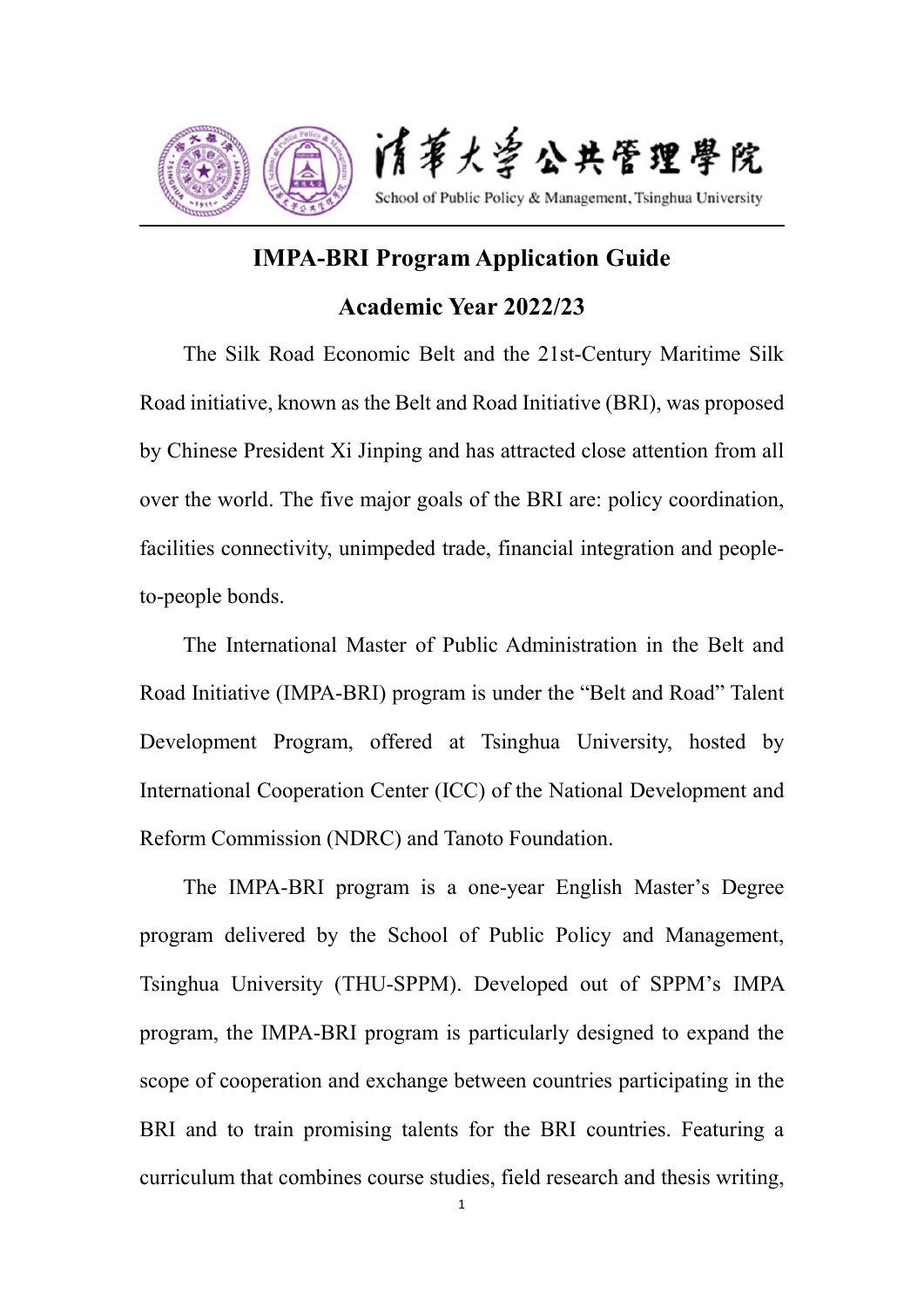清華大學公共管理學院

School of Public Policy & Management, Tsinghua University

# IMPA-BRI Program Application Guide

## Academic Year 2022/23

The Silk Road Economic Belt and the 21st-Century Maritime Silk Road initiative, known as the Belt and Road Initiative (BRI), was proposed by Chinese President Xi Jinping and has attracted close attention from all over the world. The five major goals of the BRI are: policy coordination, facilities connectivity, unimpeded trade, financial integration and people-to-people bonds.

The International Master of Public Administration in the Belt and Road Initiative (IMPA-BRI) program is under the "Belt and Road" Talent Development Program, offered at Tsinghua University, hosted by International Cooperation Center (ICC) of the National Development and Reform Commission (NDRC) and Tanoto Foundation.

The IMPA-BRI program is a one-year English Master's Degree program delivered by the School of Public Policy and Management, Tsinghua University (THU-SPPM). Developed out of SPPM's IMPA program, the IMPA-BRI program is particularly designed to expand the scope of cooperation and exchange between countries participating in the BRI and to train promising talents for the BRI countries. Featuring a curriculum that combines course studies, field research and thesis writing,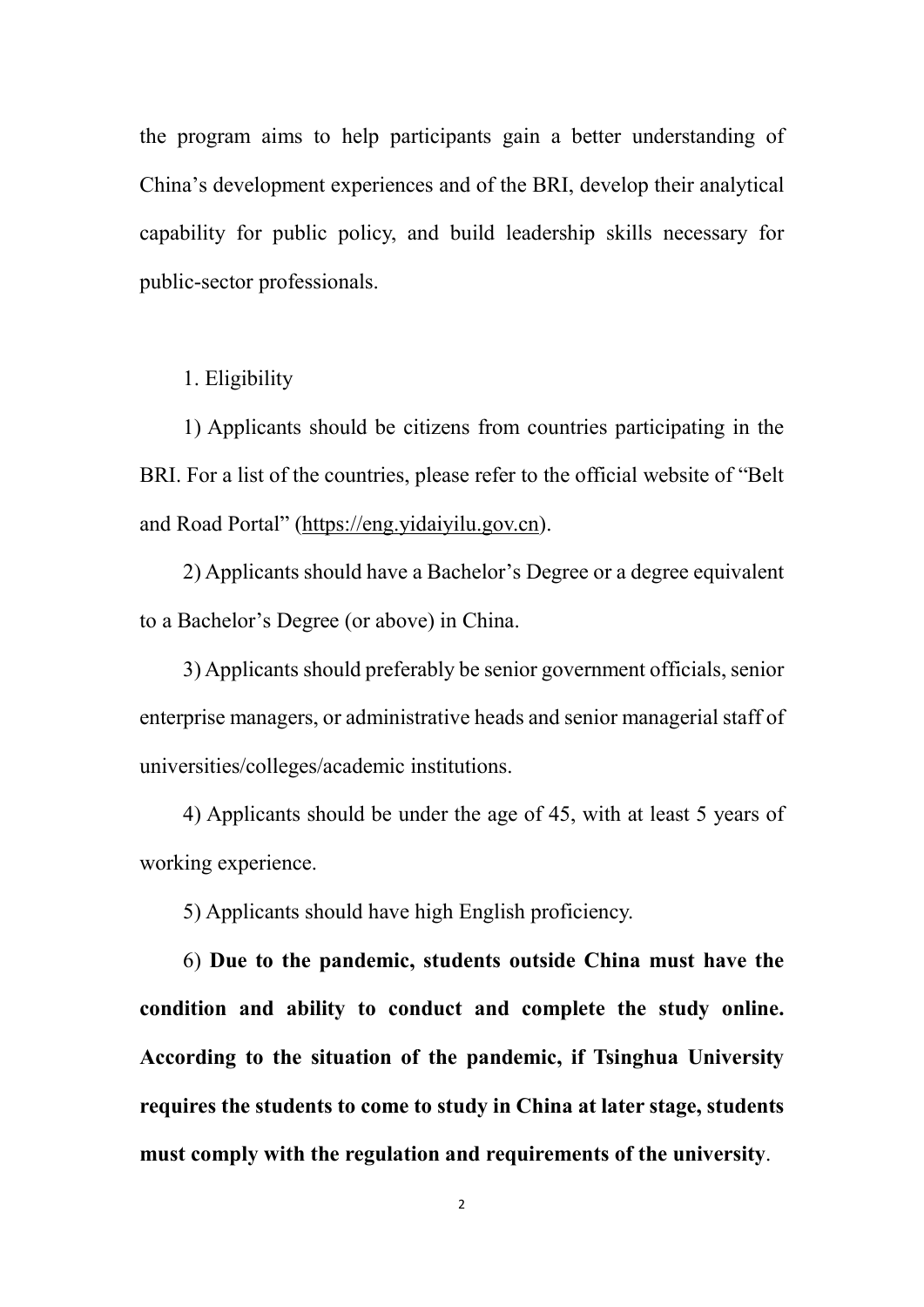the program aims to help participants gain a better understanding of China's development experiences and of the BRI, develop their analytical capability for public policy, and build leadership skills necessary for public-sector professionals.

1. Eligibility

1) Applicants should be citizens from countries participating in the BRI. For a list of the countries, please refer to the official website of "Belt and Road Portal" (https://eng.yidaiyilu.gov.cn).

2) Applicants should have a Bachelor's Degree or a degree equivalent to a Bachelor's Degree (or above) in China.

3) Applicants should preferably be senior government officials, senior enterprise managers, or administrative heads and senior managerial staff of universities/colleges/academic institutions.

4) Applicants should be under the age of 45, with at least 5 years of working experience.

5) Applicants should have high English proficiency.

6) **Due to the pandemic, students outside China must have the condition and ability to conduct and complete the study online. According to the situation of the pandemic, if Tsinghua University requires the students to come to study in China at later stage, students must comply with the regulation and requirements of the university**.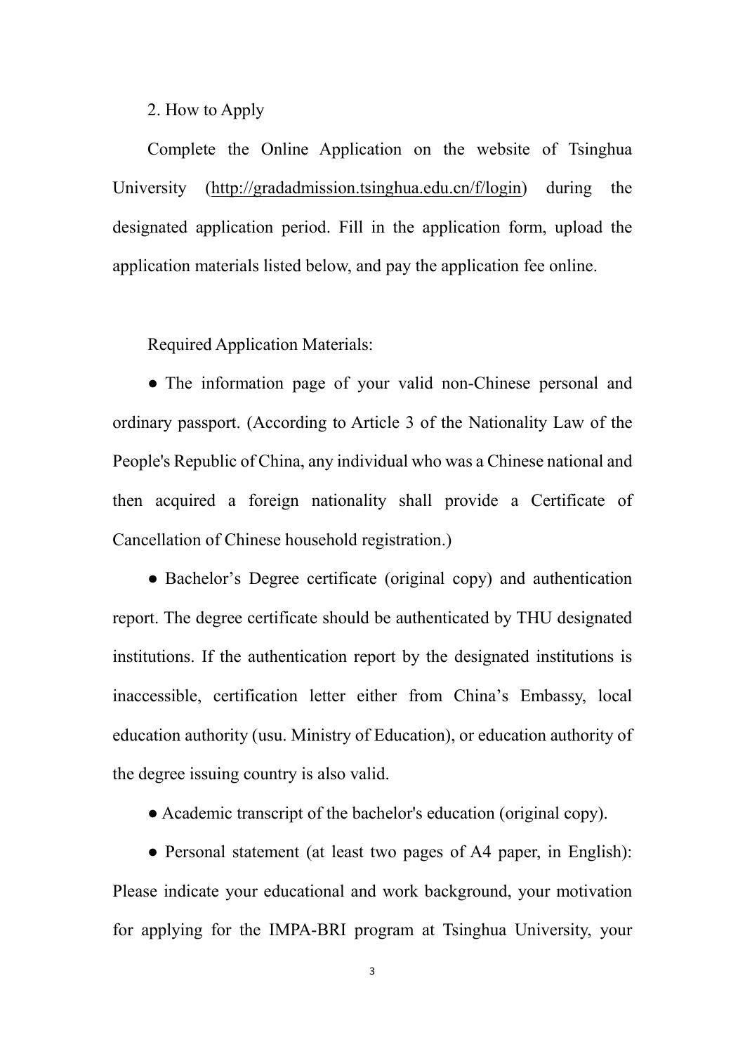## 2. How to Apply

Complete the Online Application on the website of Tsinghua University (http://gradadmission.tsinghua.edu.cn/f/login) during the designated application period. Fill in the application form, upload the application materials listed below, and pay the application fee online.

Required Application Materials:

- The information page of your valid non-Chinese personal and ordinary passport. (According to Article 3 of the Nationality Law of the People's Republic of China, any individual who was a Chinese national and then acquired a foreign nationality shall provide a Certificate of Cancellation of Chinese household registration.)
- Bachelor's Degree certificate (original copy) and authentication report. The degree certificate should be authenticated by THU designated institutions. If the authentication report by the designated institutions is inaccessible, certification letter either from China's Embassy, local education authority (usu. Ministry of Education), or education authority of the degree issuing country is also valid.
- Academic transcript of the bachelor's education (original copy).
- Personal statement (at least two pages of A4 paper, in English): Please indicate your educational and work background, your motivation for applying for the IMPA-BRI program at Tsinghua University, your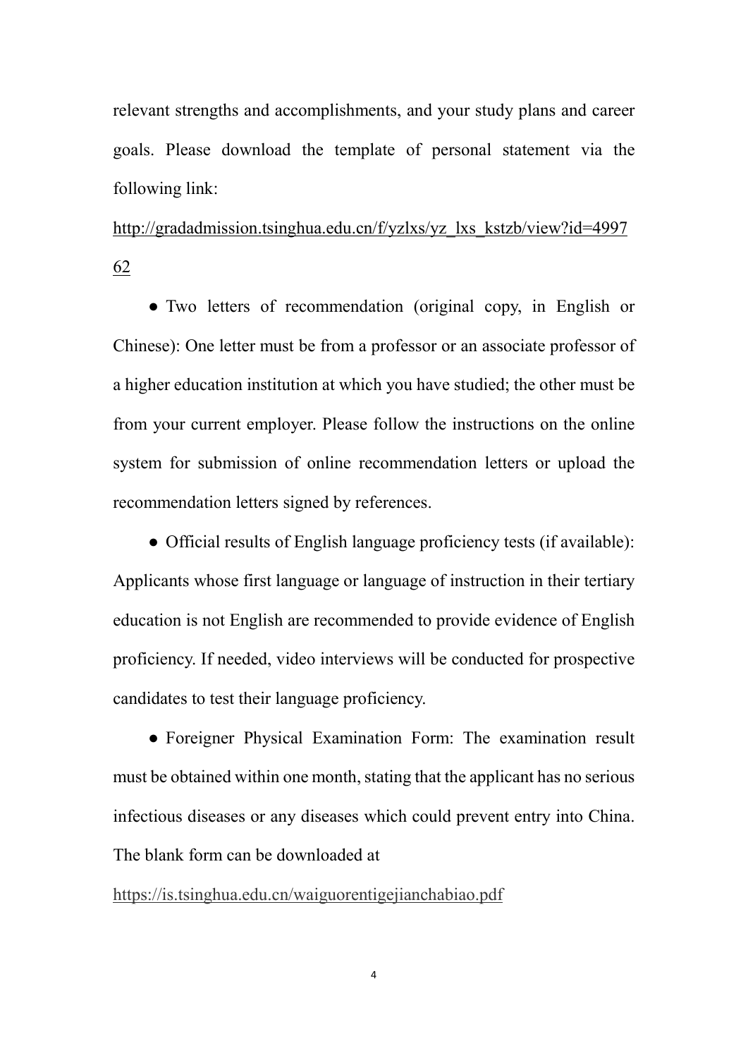relevant strengths and accomplishments, and your study plans and career goals. Please download the template of personal statement via the following link:

http://gradadmission.tsinghua.edu.cn/f/yzlxs/yz_lxs_kstzb/view?id=499762

- Two letters of recommendation (original copy, in English or Chinese): One letter must be from a professor or an associate professor of a higher education institution at which you have studied; the other must be from your current employer. Please follow the instructions on the online system for submission of online recommendation letters or upload the recommendation letters signed by references.

- Official results of English language proficiency tests (if available): Applicants whose first language or language of instruction in their tertiary education is not English are recommended to provide evidence of English proficiency. If needed, video interviews will be conducted for prospective candidates to test their language proficiency.

- Foreigner Physical Examination Form: The examination result must be obtained within one month, stating that the applicant has no serious infectious diseases or any diseases which could prevent entry into China. The blank form can be downloaded at

https://is.tsinghua.edu.cn/waiguorentigejianchabiao.pdf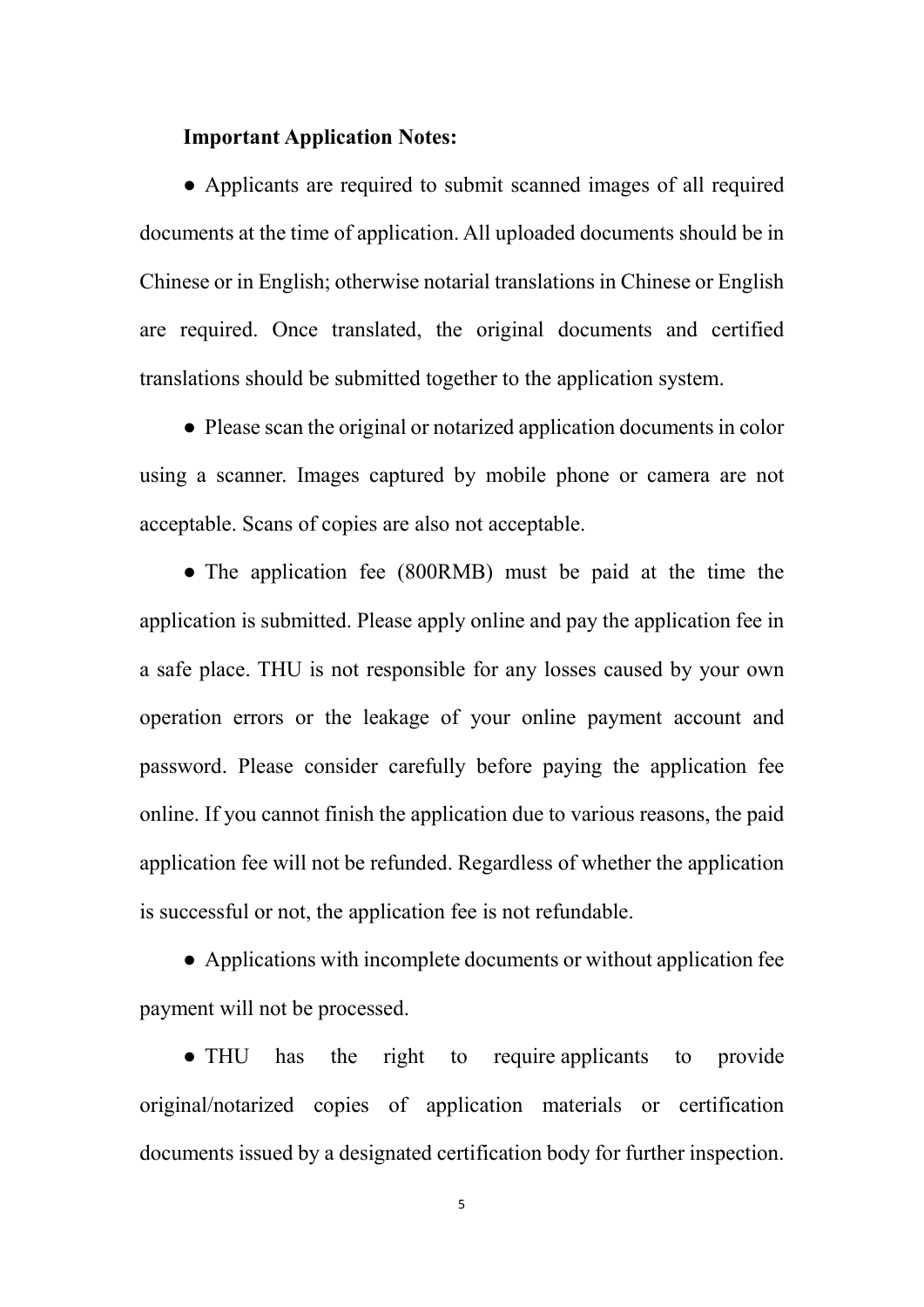**Important Application Notes:**

- Applicants are required to submit scanned images of all required documents at the time of application. All uploaded documents should be in Chinese or in English; otherwise notarial translations in Chinese or English are required. Once translated, the original documents and certified translations should be submitted together to the application system.

- Please scan the original or notarized application documents in color using a scanner. Images captured by mobile phone or camera are not acceptable. Scans of copies are also not acceptable.

- The application fee (800RMB) must be paid at the time the application is submitted. Please apply online and pay the application fee in a safe place. THU is not responsible for any losses caused by your own operation errors or the leakage of your online payment account and password. Please consider carefully before paying the application fee online. If you cannot finish the application due to various reasons, the paid application fee will not be refunded. Regardless of whether the application is successful or not, the application fee is not refundable.

- Applications with incomplete documents or without application fee payment will not be processed.

- THU has the right to require applicants to provide original/notarized copies of application materials or certification documents issued by a designated certification body for further inspection.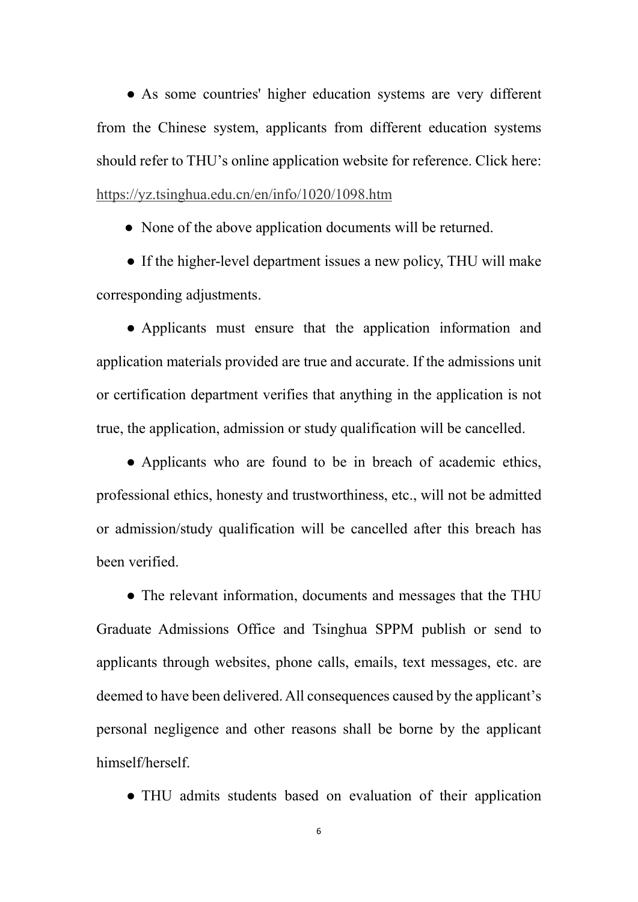- As some countries' higher education systems are very different from the Chinese system, applicants from different education systems should refer to THU's online application website for reference. Click here: https://yz.tsinghua.edu.cn/en/info/1020/1098.htm

- None of the above application documents will be returned.

- If the higher-level department issues a new policy, THU will make corresponding adjustments.

- Applicants must ensure that the application information and application materials provided are true and accurate. If the admissions unit or certification department verifies that anything in the application is not true, the application, admission or study qualification will be cancelled.

- Applicants who are found to be in breach of academic ethics, professional ethics, honesty and trustworthiness, etc., will not be admitted or admission/study qualification will be cancelled after this breach has been verified.

- The relevant information, documents and messages that the THU Graduate Admissions Office and Tsinghua SPPM publish or send to applicants through websites, phone calls, emails, text messages, etc. are deemed to have been delivered. All consequences caused by the applicant's personal negligence and other reasons shall be borne by the applicant himself/herself.

- THU admits students based on evaluation of their application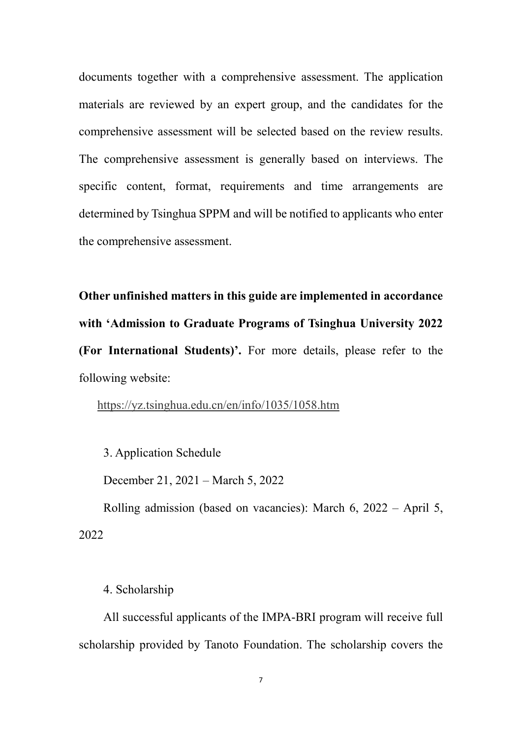documents together with a comprehensive assessment. The application materials are reviewed by an expert group, and the candidates for the comprehensive assessment will be selected based on the review results. The comprehensive assessment is generally based on interviews. The specific content, format, requirements and time arrangements are determined by Tsinghua SPPM and will be notified to applicants who enter the comprehensive assessment.

**Other unfinished matters in this guide are implemented in accordance with 'Admission to Graduate Programs of Tsinghua University 2022 (For International Students)'.** For more details, please refer to the following website:

https://yz.tsinghua.edu.cn/en/info/1035/1058.htm

3. Application Schedule

December 21, 2021 – March 5, 2022

Rolling admission (based on vacancies): March 6, 2022 – April 5, 2022

4. Scholarship

All successful applicants of the IMPA-BRI program will receive full scholarship provided by Tanoto Foundation. The scholarship covers the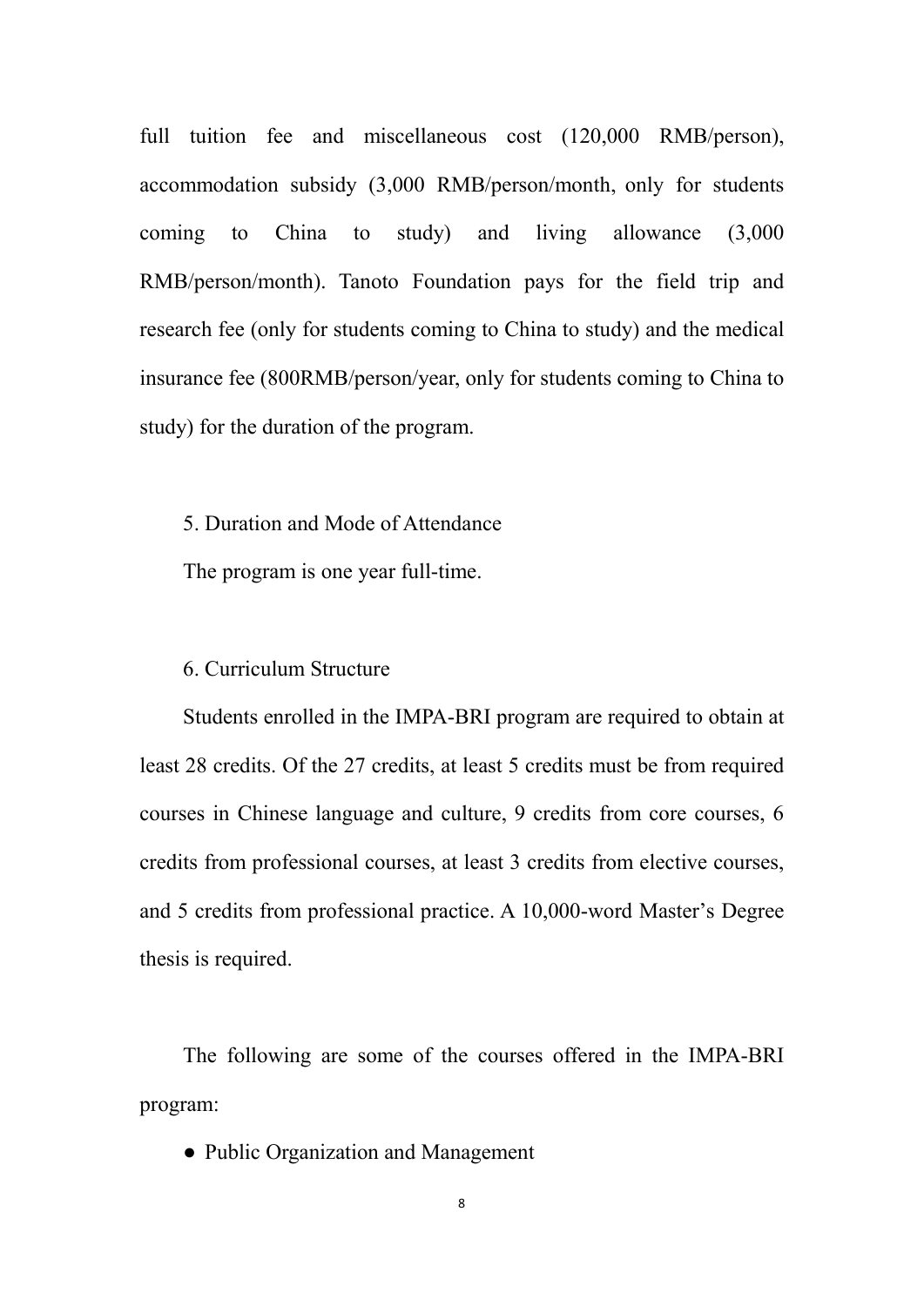full tuition fee and miscellaneous cost (120,000 RMB/person), accommodation subsidy (3,000 RMB/person/month, only for students coming to China to study) and living allowance (3,000 RMB/person/month). Tanoto Foundation pays for the field trip and research fee (only for students coming to China to study) and the medical insurance fee (800RMB/person/year, only for students coming to China to study) for the duration of the program.

5. Duration and Mode of Attendance

The program is one year full-time.

6. Curriculum Structure

Students enrolled in the IMPA-BRI program are required to obtain at least 28 credits. Of the 27 credits, at least 5 credits must be from required courses in Chinese language and culture, 9 credits from core courses, 6 credits from professional courses, at least 3 credits from elective courses, and 5 credits from professional practice. A 10,000-word Master's Degree thesis is required.

The following are some of the courses offered in the IMPA-BRI program:

- Public Organization and Management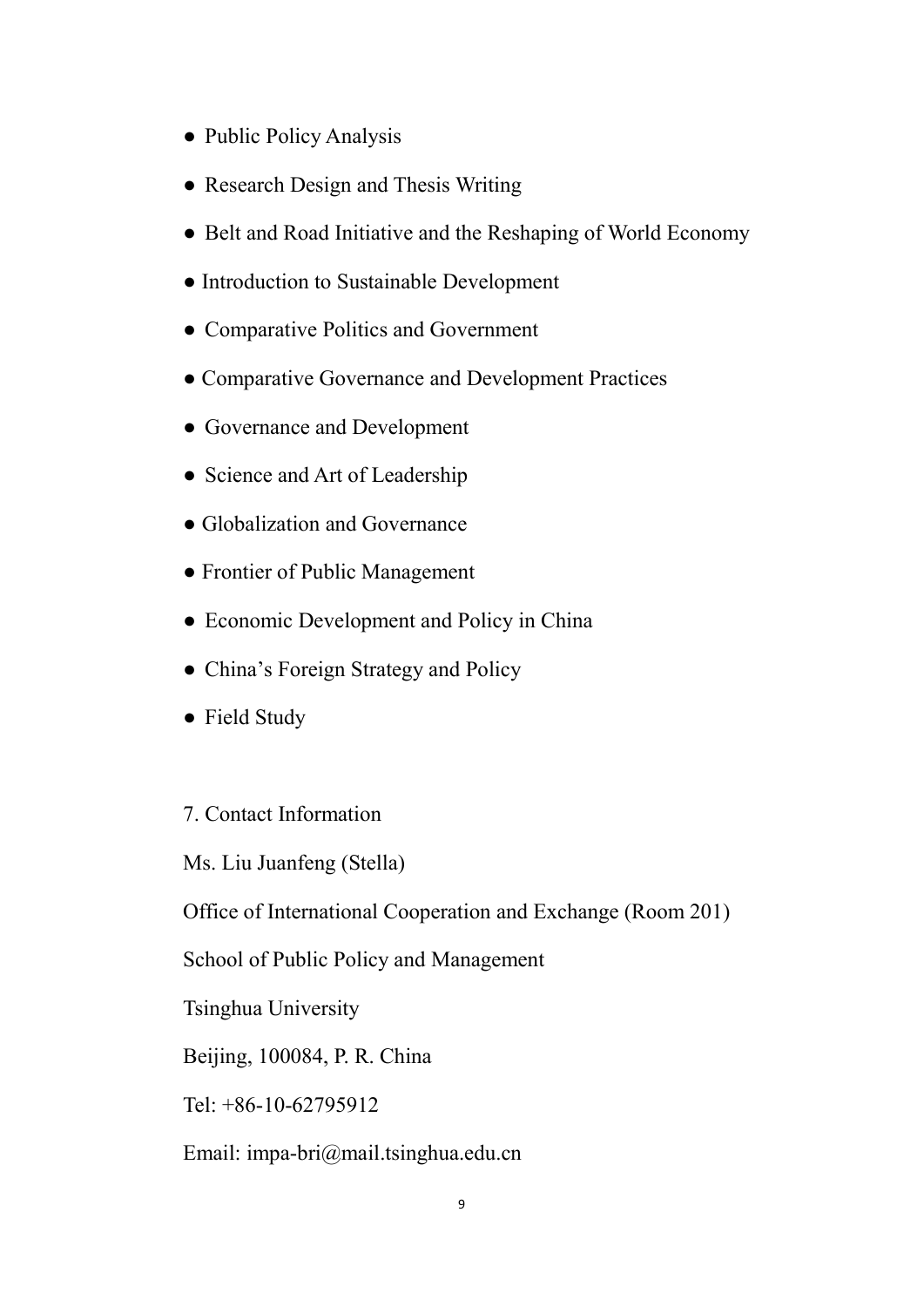- Public Policy Analysis
- Research Design and Thesis Writing
- Belt and Road Initiative and the Reshaping of World Economy
- Introduction to Sustainable Development
- Comparative Politics and Government
- Comparative Governance and Development Practices
- Governance and Development
- Science and Art of Leadership
- Globalization and Governance
- Frontier of Public Management
- Economic Development and Policy in China
- China's Foreign Strategy and Policy
- Field Study

7. Contact Information

Ms. Liu Juanfeng (Stella)

Office of International Cooperation and Exchange (Room 201)

School of Public Policy and Management

Tsinghua University

Beijing, 100084, P. R. China

Tel: +86-10-62795912

Email: impa-bri@mail.tsinghua.edu.cn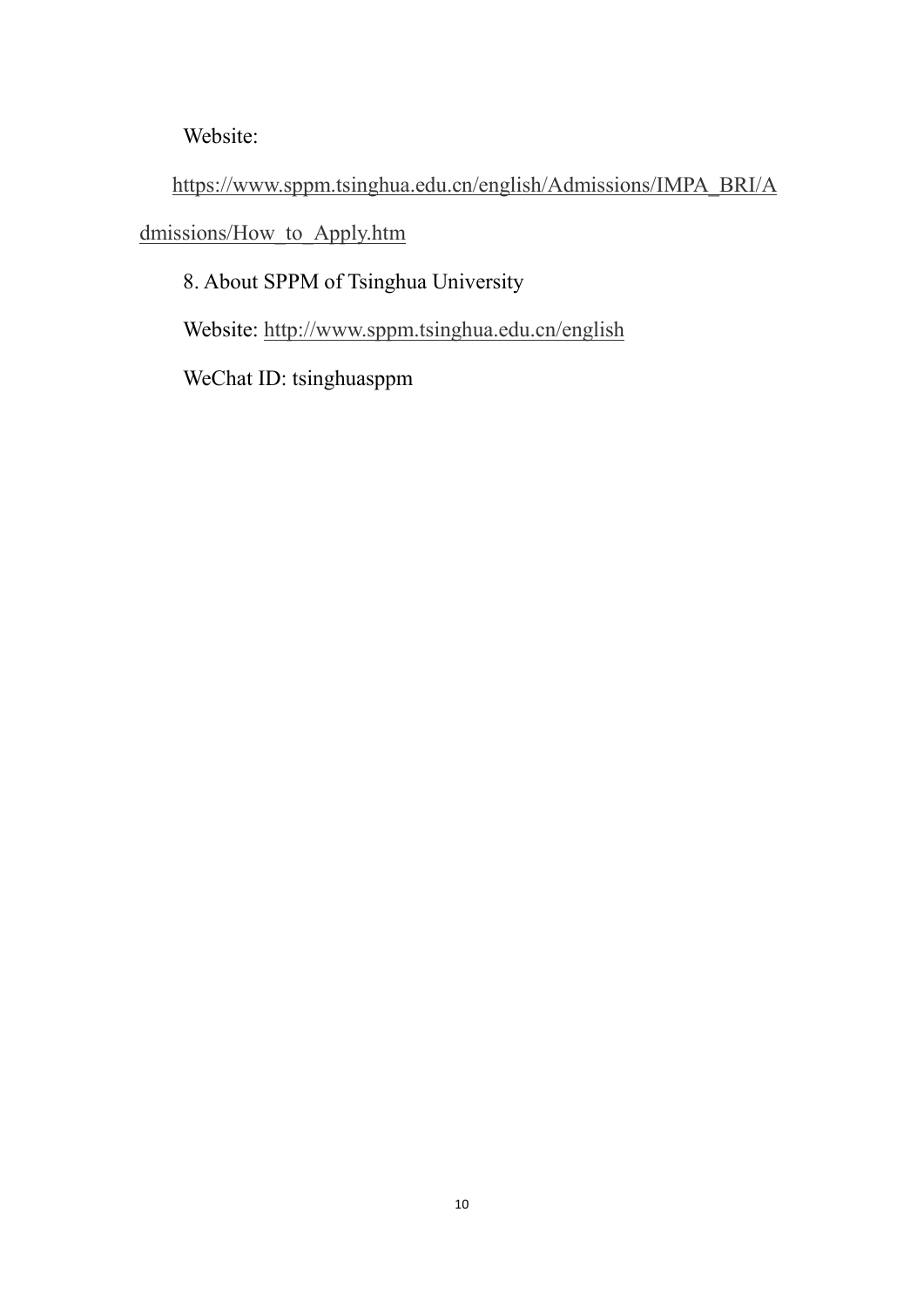Website:

https://www.sppm.tsinghua.edu.cn/english/Admissions/IMPA_BRI/Admissions/How_to_Apply.htm

8. About SPPM of Tsinghua University

Website: http://www.sppm.tsinghua.edu.cn/english

WeChat ID: tsinghuasppm